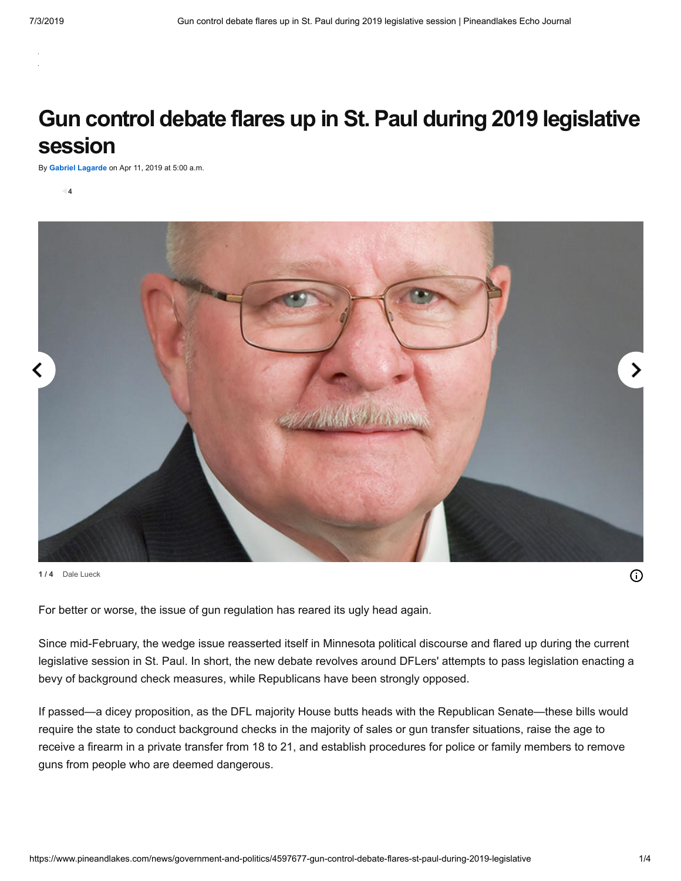# Gun control debate flares up in St. Paul during 2019 legislative session

By **Gabriel Lagarde** on Apr 11, 2019 at 5:00 a.m.

4

1 / 4 Dale Lueck

For better or worse, the issue of gun regulation has reared its ugly head again.

Since mid-February, the wedge issue reasserted itself in Minnesota political discourse and flared up during the current legislative session in St. Paul. In short, the new debate revolves around DFLers' attempts to pass legislation enacting a bevy of background check measures, while Republicans have been strongly opposed.

If passed—a dicey proposition, as the DFL majority House butts heads with the Republican Senate—these bills would require the state to conduct background checks in the majority of sales or gun transfer situations, raise the age to receive a firearm in a private transfer from 18 to 21, and establish procedures for police or family members to remove guns from people who are deemed dangerous.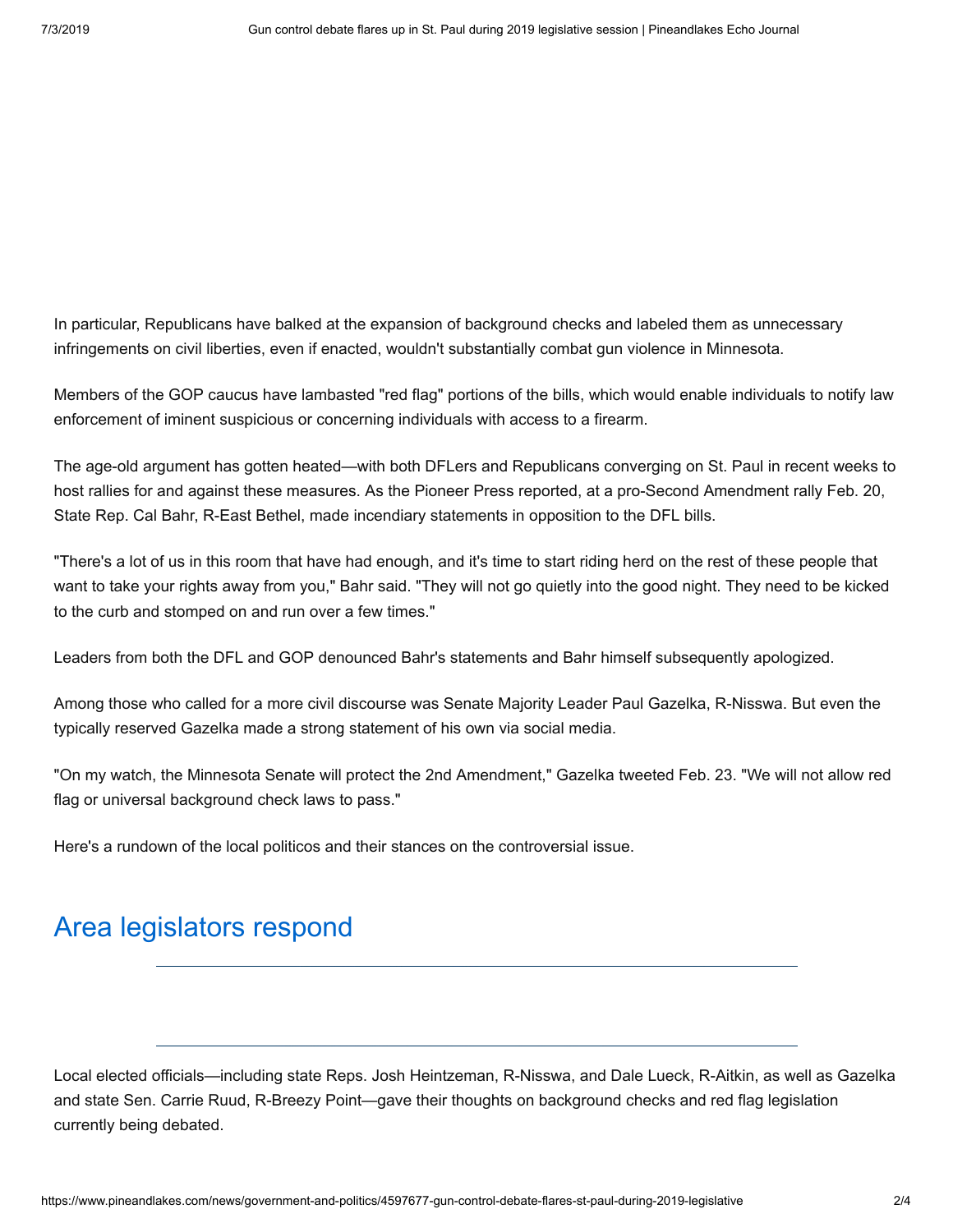In particular, Republicans have balked at the expansion of background checks and labeled them as unnecessary infringements on civil liberties, even if enacted, wouldn't substantially combat gun violence in Minnesota.

Members of the GOP caucus have lambasted "red flag" portions of the bills, which would enable individuals to notify law enforcement of iminent suspicious or concerning individuals with access to a firearm.

The age-old argument has gotten heated—with both DFLers and Republicans converging on St. Paul in recent weeks to host rallies for and against these measures. As the Pioneer Press reported, at a pro-Second Amendment rally Feb. 20, State Rep. Cal Bahr, R-East Bethel, made incendiary statements in opposition to the DFL bills.

"There's a lot of us in this room that have had enough, and it's time to start riding herd on the rest of these people that want to take your rights away from you," Bahr said. "They will not go quietly into the good night. They need to be kicked to the curb and stomped on and run over a few times."

Leaders from both the DFL and GOP denounced Bahr's statements and Bahr himself subsequently apologized.

Among those who called for a more civil discourse was Senate Majority Leader Paul Gazelka, R-Nisswa. But even the typically reserved Gazelka made a strong statement of his own via social media.

"On my watch, the Minnesota Senate will protect the 2nd Amendment," Gazelka tweeted Feb. 23. "We will not allow red flag or universal background check laws to pass."

Here's a rundown of the local politicos and their stances on the controversial issue.

## Area legislators respond

---

---

Local elected officials—including state Reps. Josh Heintzeman, R-Nisswa, and Dale Lueck, R-Aitkin, as well as Gazelka and state Sen. Carrie Ruud, R-Breezy Point—gave their thoughts on background checks and red flag legislation currently being debated.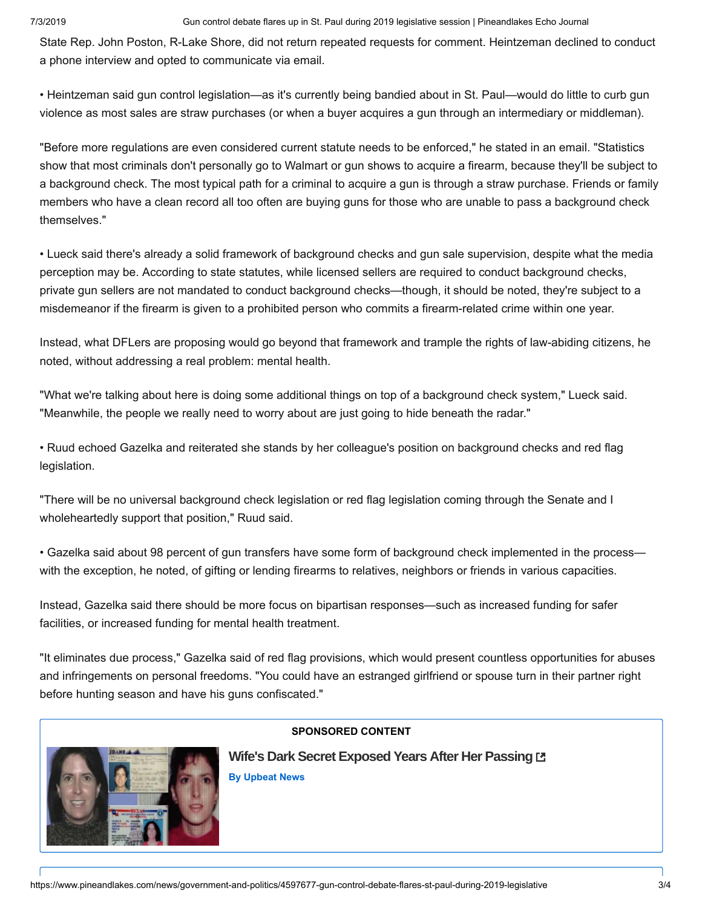State Rep. John Poston, R-Lake Shore, did not return repeated requests for comment. Heintzeman declined to conduct a phone interview and opted to communicate via email.

• Heintzeman said gun control legislation—as it's currently being bandied about in St. Paul—would do little to curb gun violence as most sales are straw purchases (or when a buyer acquires a gun through an intermediary or middleman).

"Before more regulations are even considered current statute needs to be enforced," he stated in an email. "Statistics show that most criminals don't personally go to Walmart or gun shows to acquire a firearm, because they'll be subject to a background check. The most typical path for a criminal to acquire a gun is through a straw purchase. Friends or family members who have a clean record all too often are buying guns for those who are unable to pass a background check themselves."

• Lueck said there's already a solid framework of background checks and gun sale supervision, despite what the media perception may be. According to state statutes, while licensed sellers are required to conduct background checks, private gun sellers are not mandated to conduct background checks—though, it should be noted, they're subject to a misdemeanor if the firearm is given to a prohibited person who commits a firearm-related crime within one year.

Instead, what DFLers are proposing would go beyond that framework and trample the rights of law-abiding citizens, he noted, without addressing a real problem: mental health.

"What we're talking about here is doing some additional things on top of a background check system," Lueck said. "Meanwhile, the people we really need to worry about are just going to hide beneath the radar."

• Ruud echoed Gazelka and reiterated she stands by her colleague's position on background checks and red flag legislation.

"There will be no universal background check legislation or red flag legislation coming through the Senate and I wholeheartedly support that position," Ruud said.

• Gazelka said about 98 percent of gun transfers have some form of background check implemented in the process—with the exception, he noted, of gifting or lending firearms to relatives, neighbors or friends in various capacities.

Instead, Gazelka said there should be more focus on bipartisan responses—such as increased funding for safer facilities, or increased funding for mental health treatment.

"It eliminates due process," Gazelka said of red flag provisions, which would present countless opportunities for abuses and infringements on personal freedoms. "You could have an estranged girlfriend or spouse turn in their partner right before hunting season and have his guns confiscated."

**SPONSORED CONTENT**

**Wife's Dark Secret Exposed Years After Her Passing**

By Upbeat News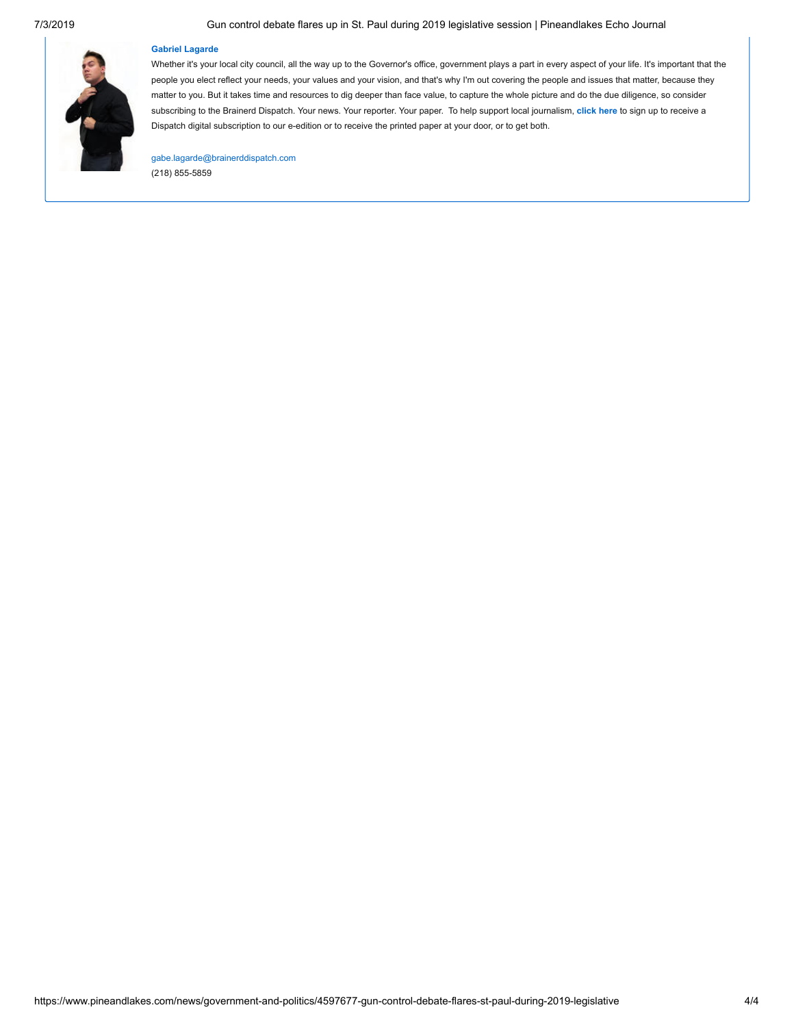**Gabriel Lagarde**

Whether it's your local city council, all the way up to the Governor's office, government plays a part in every aspect of your life. It's important that the people you elect reflect your needs, your values and your vision, and that's why I'm out covering the people and issues that matter, because they matter to you. But it takes time and resources to dig deeper than face value, to capture the whole picture and do the due diligence, so consider subscribing to the Brainerd Dispatch. Your news. Your reporter. Your paper. To help support local journalism, **click here** to sign up to receive a Dispatch digital subscription to our e-edition or to receive the printed paper at your door, or to get both.

gabe.lagarde@brainerddispatch.com

(218) 855-5859